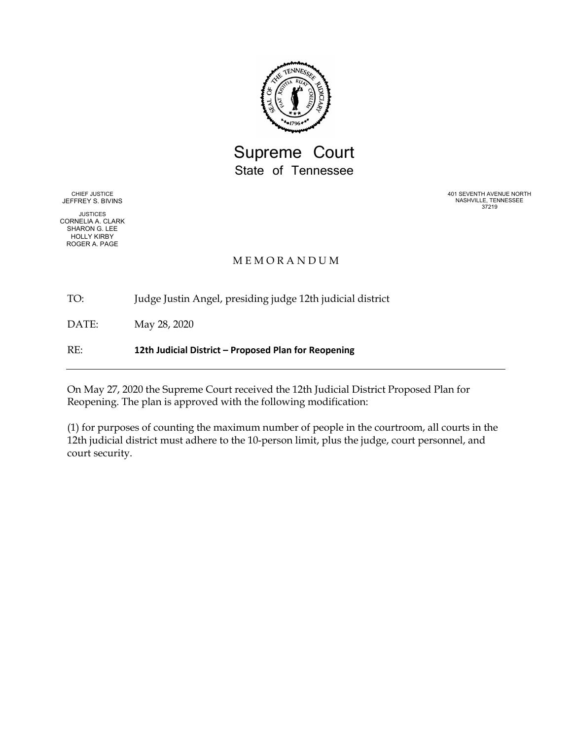# Supreme Court
## State of Tennessee

CHIEF JUSTICE
JEFFREY S. BIVINS

JUSTICES
CORNELIA A. CLARK
SHARON G. LEE
HOLLY KIRBY
ROGER A. PAGE

401 SEVENTH AVENUE NORTH
NASHVILLE, TENNESSEE
37219

MEMORANDUM

TO: Judge Justin Angel, presiding judge 12th judicial district

DATE: May 28, 2020

RE: **12th Judicial District – Proposed Plan for Reopening**

---

On May 27, 2020 the Supreme Court received the 12th Judicial District Proposed Plan for Reopening. The plan is approved with the following modification:

(1) for purposes of counting the maximum number of people in the courtroom, all courts in the 12th judicial district must adhere to the 10-person limit, plus the judge, court personnel, and court security.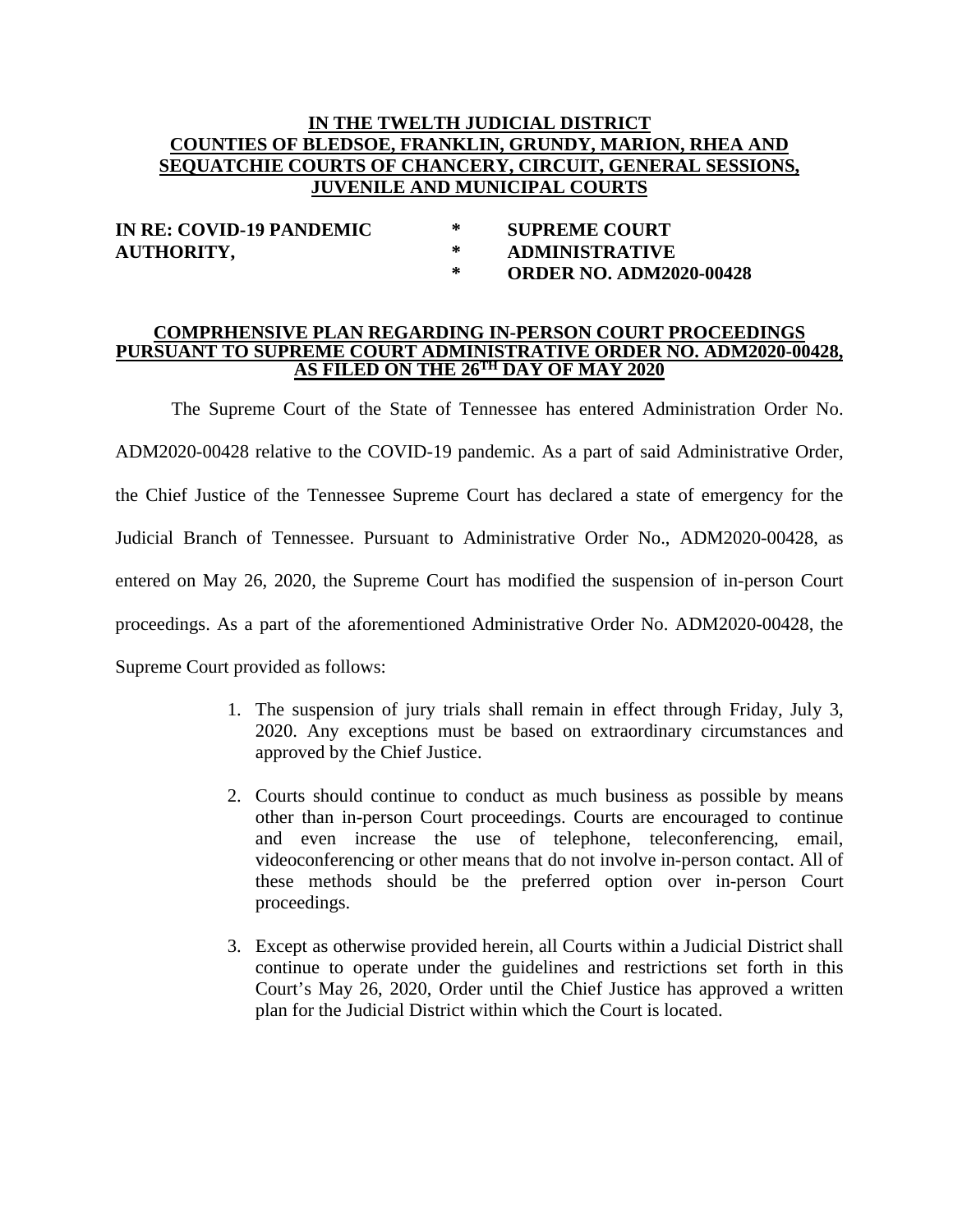**IN THE TWELTH JUDICIAL DISTRICT**
**COUNTIES OF BLEDSOE, FRANKLIN, GRUNDY, MARION, RHEA AND SEQUATCHIE COURTS OF CHANCERY, CIRCUIT, GENERAL SESSIONS, JUVENILE AND MUNICIPAL COURTS**

| | | |
|---|---|---|
| **IN RE: COVID-19 PANDEMIC** | * | **SUPREME COURT** |
| **AUTHORITY,** | * | **ADMINISTRATIVE** |
| | * | **ORDER NO. ADM2020-00428** |

**COMPRHENSIVE PLAN REGARDING IN-PERSON COURT PROCEEDINGS PURSUANT TO SUPREME COURT ADMINISTRATIVE ORDER NO. ADM2020-00428, AS FILED ON THE 26[TH] DAY OF MAY 2020**

The Supreme Court of the State of Tennessee has entered Administration Order No. ADM2020-00428 relative to the COVID-19 pandemic. As a part of said Administrative Order, the Chief Justice of the Tennessee Supreme Court has declared a state of emergency for the Judicial Branch of Tennessee. Pursuant to Administrative Order No., ADM2020-00428, as entered on May 26, 2020, the Supreme Court has modified the suspension of in-person Court proceedings. As a part of the aforementioned Administrative Order No. ADM2020-00428, the Supreme Court provided as follows:

1. The suspension of jury trials shall remain in effect through Friday, July 3, 2020. Any exceptions must be based on extraordinary circumstances and approved by the Chief Justice.

2. Courts should continue to conduct as much business as possible by means other than in-person Court proceedings. Courts are encouraged to continue and even increase the use of telephone, teleconferencing, email, videoconferencing or other means that do not involve in-person contact. All of these methods should be the preferred option over in-person Court proceedings.

3. Except as otherwise provided herein, all Courts within a Judicial District shall continue to operate under the guidelines and restrictions set forth in this Court's May 26, 2020, Order until the Chief Justice has approved a written plan for the Judicial District within which the Court is located.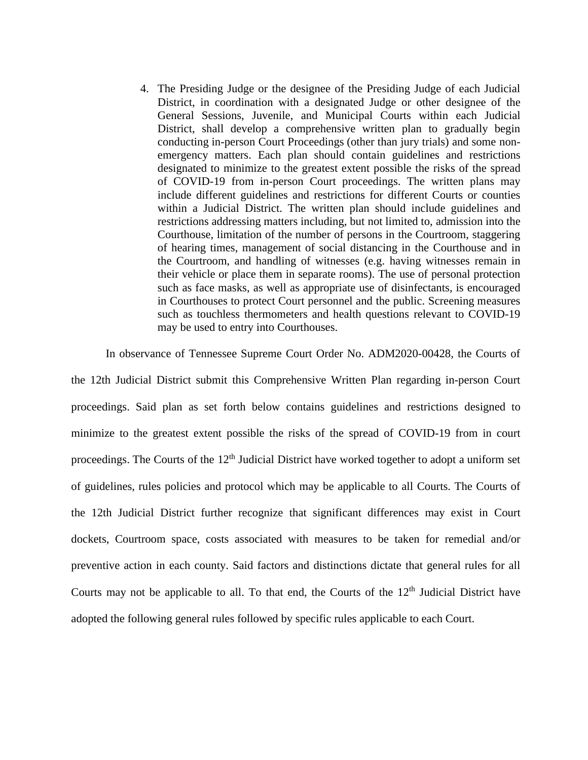4. The Presiding Judge or the designee of the Presiding Judge of each Judicial District, in coordination with a designated Judge or other designee of the General Sessions, Juvenile, and Municipal Courts within each Judicial District, shall develop a comprehensive written plan to gradually begin conducting in-person Court Proceedings (other than jury trials) and some non-emergency matters. Each plan should contain guidelines and restrictions designated to minimize to the greatest extent possible the risks of the spread of COVID-19 from in-person Court proceedings. The written plans may include different guidelines and restrictions for different Courts or counties within a Judicial District. The written plan should include guidelines and restrictions addressing matters including, but not limited to, admission into the Courthouse, limitation of the number of persons in the Courtroom, staggering of hearing times, management of social distancing in the Courthouse and in the Courtroom, and handling of witnesses (e.g. having witnesses remain in their vehicle or place them in separate rooms). The use of personal protection such as face masks, as well as appropriate use of disinfectants, is encouraged in Courthouses to protect Court personnel and the public. Screening measures such as touchless thermometers and health questions relevant to COVID-19 may be used to entry into Courthouses.

In observance of Tennessee Supreme Court Order No. ADM2020-00428, the Courts of the 12th Judicial District submit this Comprehensive Written Plan regarding in-person Court proceedings. Said plan as set forth below contains guidelines and restrictions designed to minimize to the greatest extent possible the risks of the spread of COVID-19 from in court proceedings. The Courts of the 12$^{th}$ Judicial District have worked together to adopt a uniform set of guidelines, rules policies and protocol which may be applicable to all Courts. The Courts of the 12th Judicial District further recognize that significant differences may exist in Court dockets, Courtroom space, costs associated with measures to be taken for remedial and/or preventive action in each county. Said factors and distinctions dictate that general rules for all Courts may not be applicable to all. To that end, the Courts of the 12$^{th}$ Judicial District have adopted the following general rules followed by specific rules applicable to each Court.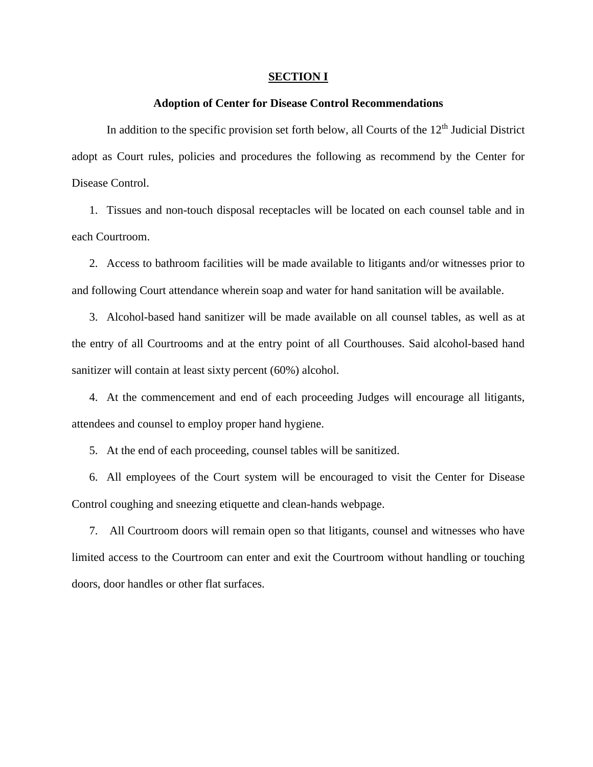## SECTION I

### Adoption of Center for Disease Control Recommendations

In addition to the specific provision set forth below, all Courts of the 12th Judicial District adopt as Court rules, policies and procedures the following as recommend by the Center for Disease Control.

1. Tissues and non-touch disposal receptacles will be located on each counsel table and in each Courtroom.

2. Access to bathroom facilities will be made available to litigants and/or witnesses prior to and following Court attendance wherein soap and water for hand sanitation will be available.

3. Alcohol-based hand sanitizer will be made available on all counsel tables, as well as at the entry of all Courtrooms and at the entry point of all Courthouses. Said alcohol-based hand sanitizer will contain at least sixty percent (60%) alcohol.

4. At the commencement and end of each proceeding Judges will encourage all litigants, attendees and counsel to employ proper hand hygiene.

5. At the end of each proceeding, counsel tables will be sanitized.

6. All employees of the Court system will be encouraged to visit the Center for Disease Control coughing and sneezing etiquette and clean-hands webpage.

7. All Courtroom doors will remain open so that litigants, counsel and witnesses who have limited access to the Courtroom can enter and exit the Courtroom without handling or touching doors, door handles or other flat surfaces.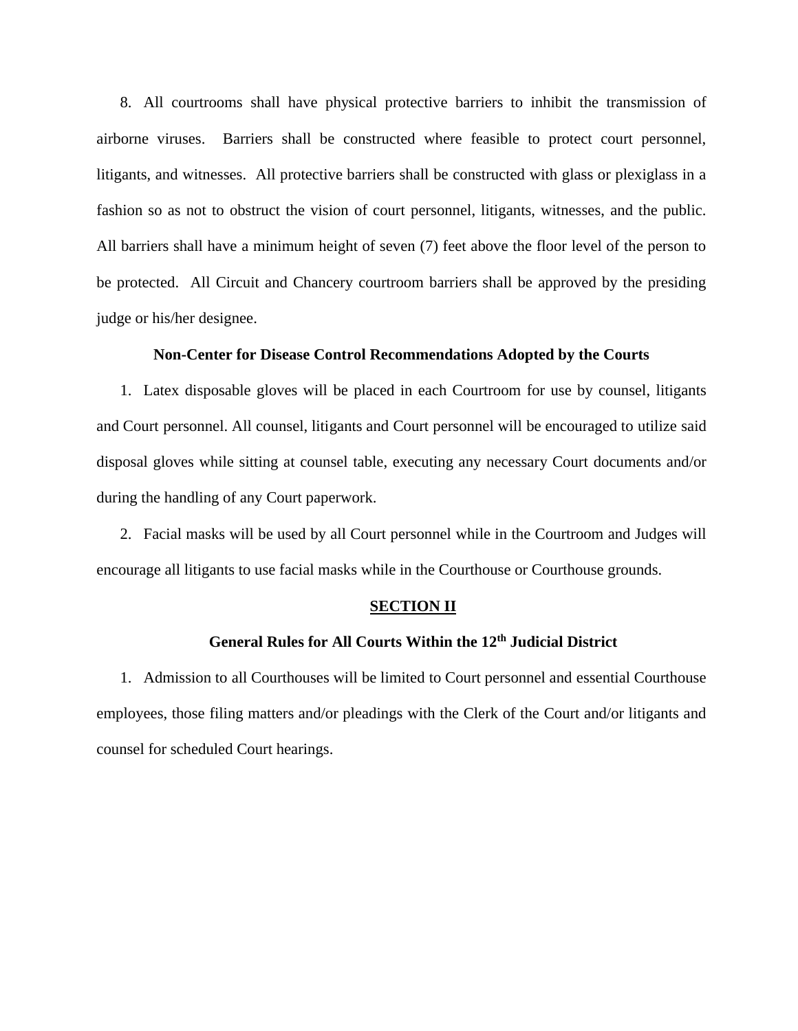8. All courtrooms shall have physical protective barriers to inhibit the transmission of airborne viruses. Barriers shall be constructed where feasible to protect court personnel, litigants, and witnesses. All protective barriers shall be constructed with glass or plexiglass in a fashion so as not to obstruct the vision of court personnel, litigants, witnesses, and the public. All barriers shall have a minimum height of seven (7) feet above the floor level of the person to be protected. All Circuit and Chancery courtroom barriers shall be approved by the presiding judge or his/her designee.

**Non-Center for Disease Control Recommendations Adopted by the Courts**

1. Latex disposable gloves will be placed in each Courtroom for use by counsel, litigants and Court personnel. All counsel, litigants and Court personnel will be encouraged to utilize said disposal gloves while sitting at counsel table, executing any necessary Court documents and/or during the handling of any Court paperwork.

2. Facial masks will be used by all Court personnel while in the Courtroom and Judges will encourage all litigants to use facial masks while in the Courthouse or Courthouse grounds.

## SECTION II

### General Rules for All Courts Within the 12th Judicial District

1. Admission to all Courthouses will be limited to Court personnel and essential Courthouse employees, those filing matters and/or pleadings with the Clerk of the Court and/or litigants and counsel for scheduled Court hearings.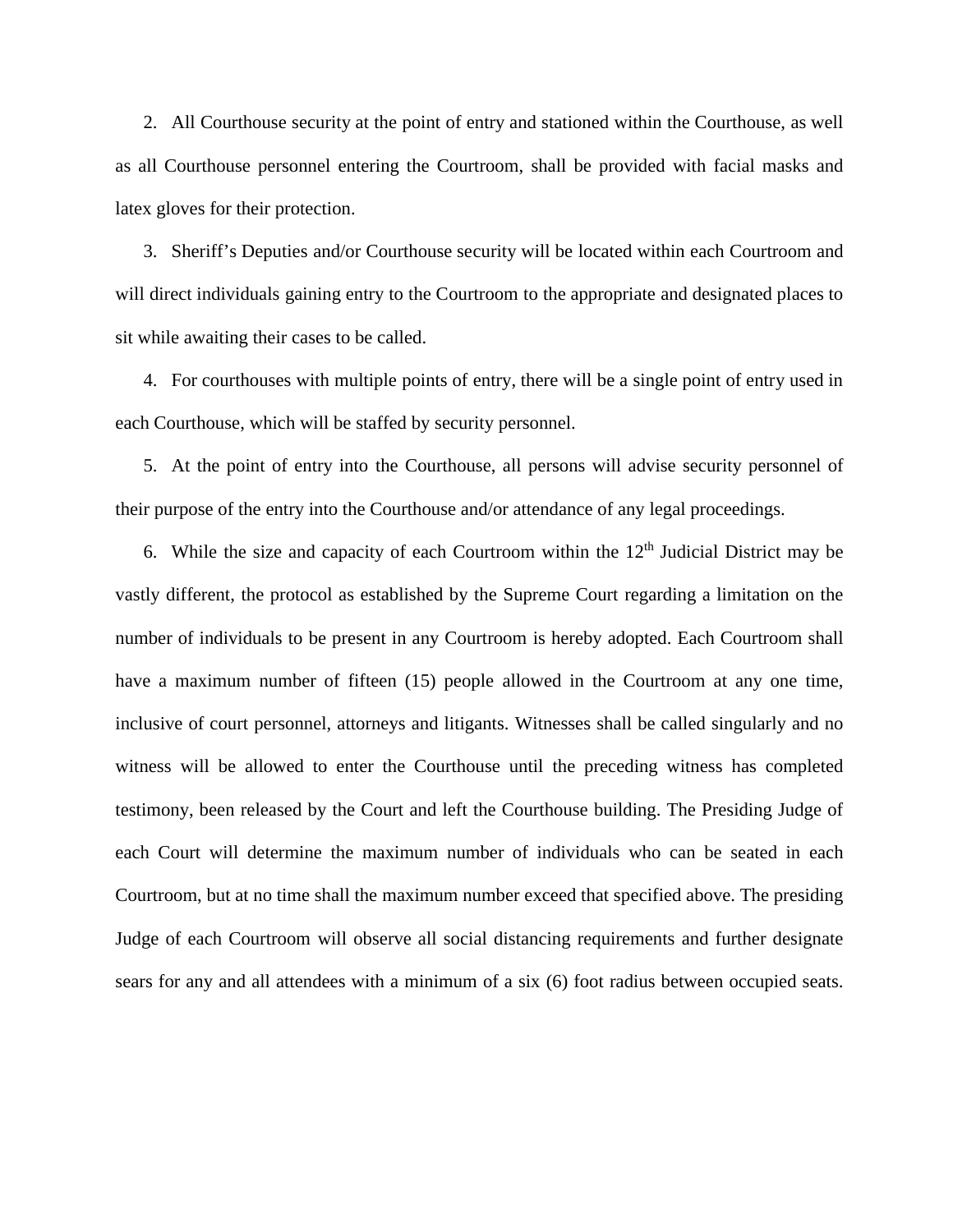2. All Courthouse security at the point of entry and stationed within the Courthouse, as well as all Courthouse personnel entering the Courtroom, shall be provided with facial masks and latex gloves for their protection.

3. Sheriff's Deputies and/or Courthouse security will be located within each Courtroom and will direct individuals gaining entry to the Courtroom to the appropriate and designated places to sit while awaiting their cases to be called.

4. For courthouses with multiple points of entry, there will be a single point of entry used in each Courthouse, which will be staffed by security personnel.

5. At the point of entry into the Courthouse, all persons will advise security personnel of their purpose of the entry into the Courthouse and/or attendance of any legal proceedings.

6. While the size and capacity of each Courtroom within the 12th Judicial District may be vastly different, the protocol as established by the Supreme Court regarding a limitation on the number of individuals to be present in any Courtroom is hereby adopted. Each Courtroom shall have a maximum number of fifteen (15) people allowed in the Courtroom at any one time, inclusive of court personnel, attorneys and litigants. Witnesses shall be called singularly and no witness will be allowed to enter the Courthouse until the preceding witness has completed testimony, been released by the Court and left the Courthouse building. The Presiding Judge of each Court will determine the maximum number of individuals who can be seated in each Courtroom, but at no time shall the maximum number exceed that specified above. The presiding Judge of each Courtroom will observe all social distancing requirements and further designate sears for any and all attendees with a minimum of a six (6) foot radius between occupied seats.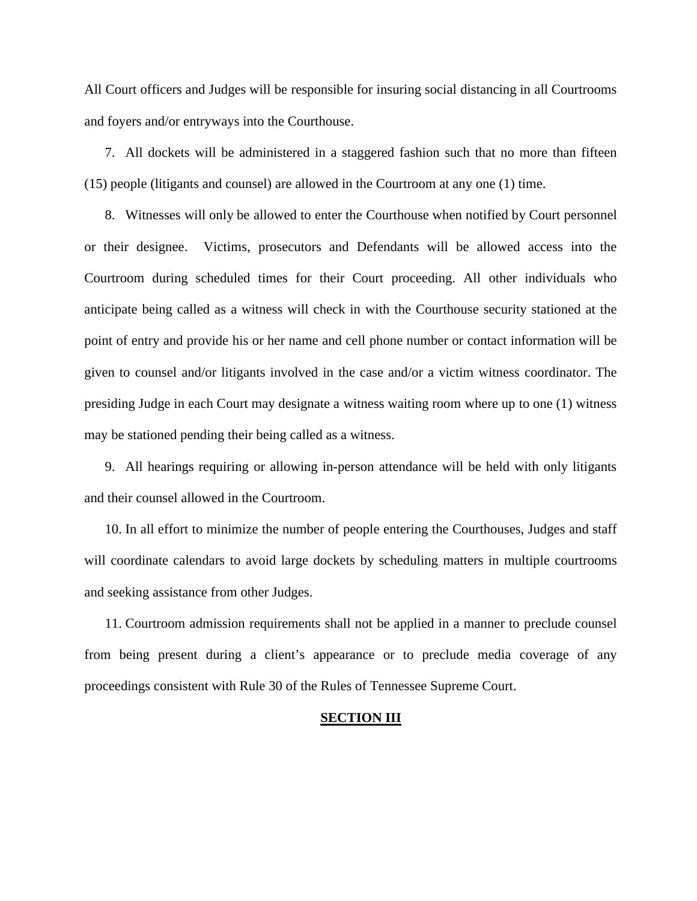All Court officers and Judges will be responsible for insuring social distancing in all Courtrooms and foyers and/or entryways into the Courthouse.

7. All dockets will be administered in a staggered fashion such that no more than fifteen (15) people (litigants and counsel) are allowed in the Courtroom at any one (1) time.

8. Witnesses will only be allowed to enter the Courthouse when notified by Court personnel or their designee. Victims, prosecutors and Defendants will be allowed access into the Courtroom during scheduled times for their Court proceeding. All other individuals who anticipate being called as a witness will check in with the Courthouse security stationed at the point of entry and provide his or her name and cell phone number or contact information will be given to counsel and/or litigants involved in the case and/or a victim witness coordinator. The presiding Judge in each Court may designate a witness waiting room where up to one (1) witness may be stationed pending their being called as a witness.

9. All hearings requiring or allowing in-person attendance will be held with only litigants and their counsel allowed in the Courtroom.

10. In all effort to minimize the number of people entering the Courthouses, Judges and staff will coordinate calendars to avoid large dockets by scheduling matters in multiple courtrooms and seeking assistance from other Judges.

11. Courtroom admission requirements shall not be applied in a manner to preclude counsel from being present during a client's appearance or to preclude media coverage of any proceedings consistent with Rule 30 of the Rules of Tennessee Supreme Court.

## SECTION III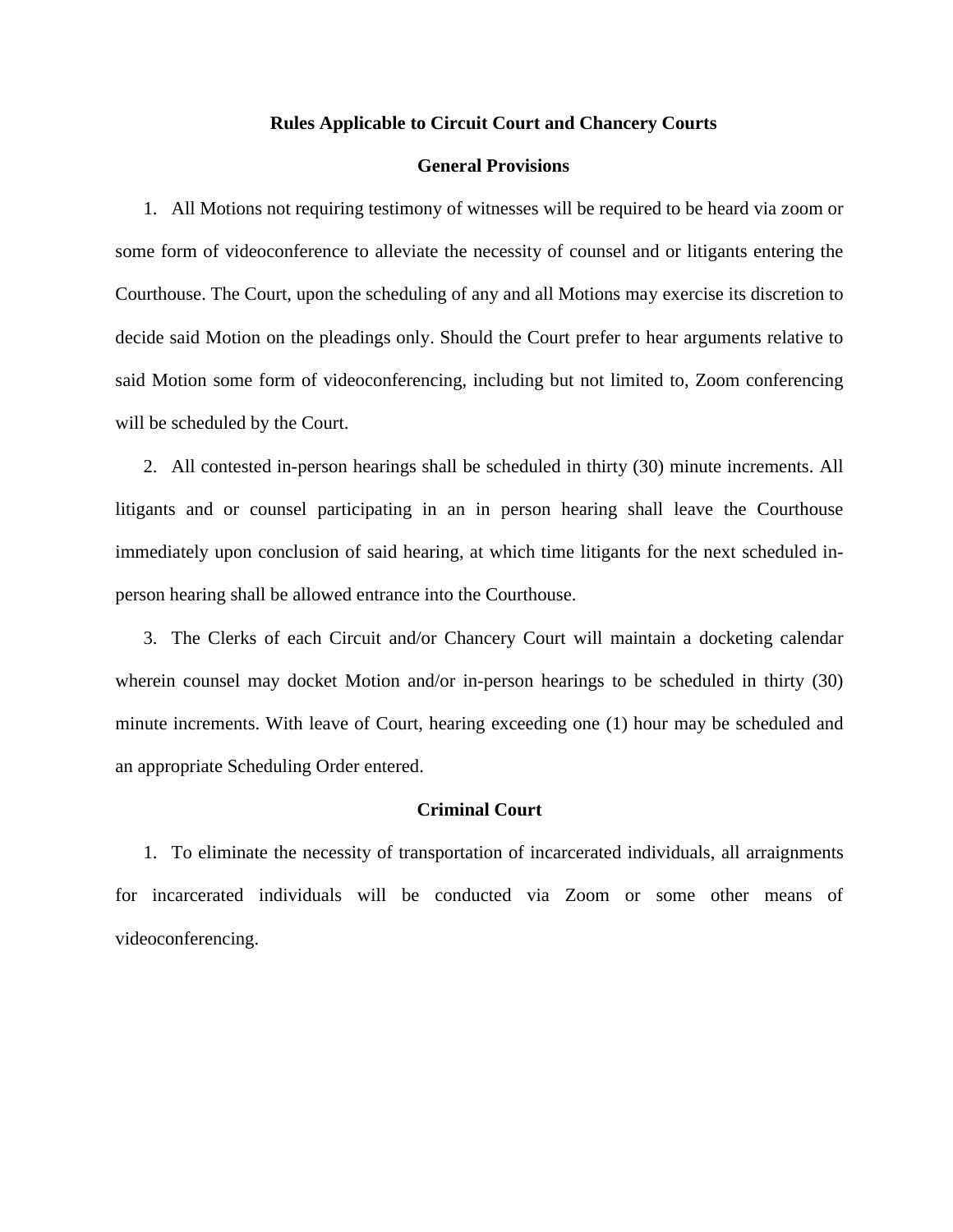## Rules Applicable to Circuit Court and Chancery Courts

### General Provisions

1. All Motions not requiring testimony of witnesses will be required to be heard via zoom or some form of videoconference to alleviate the necessity of counsel and or litigants entering the Courthouse. The Court, upon the scheduling of any and all Motions may exercise its discretion to decide said Motion on the pleadings only. Should the Court prefer to hear arguments relative to said Motion some form of videoconferencing, including but not limited to, Zoom conferencing will be scheduled by the Court.

2. All contested in-person hearings shall be scheduled in thirty (30) minute increments. All litigants and or counsel participating in an in person hearing shall leave the Courthouse immediately upon conclusion of said hearing, at which time litigants for the next scheduled in-person hearing shall be allowed entrance into the Courthouse.

3. The Clerks of each Circuit and/or Chancery Court will maintain a docketing calendar wherein counsel may docket Motion and/or in-person hearings to be scheduled in thirty (30) minute increments. With leave of Court, hearing exceeding one (1) hour may be scheduled and an appropriate Scheduling Order entered.

### Criminal Court

1. To eliminate the necessity of transportation of incarcerated individuals, all arraignments for incarcerated individuals will be conducted via Zoom or some other means of videoconferencing.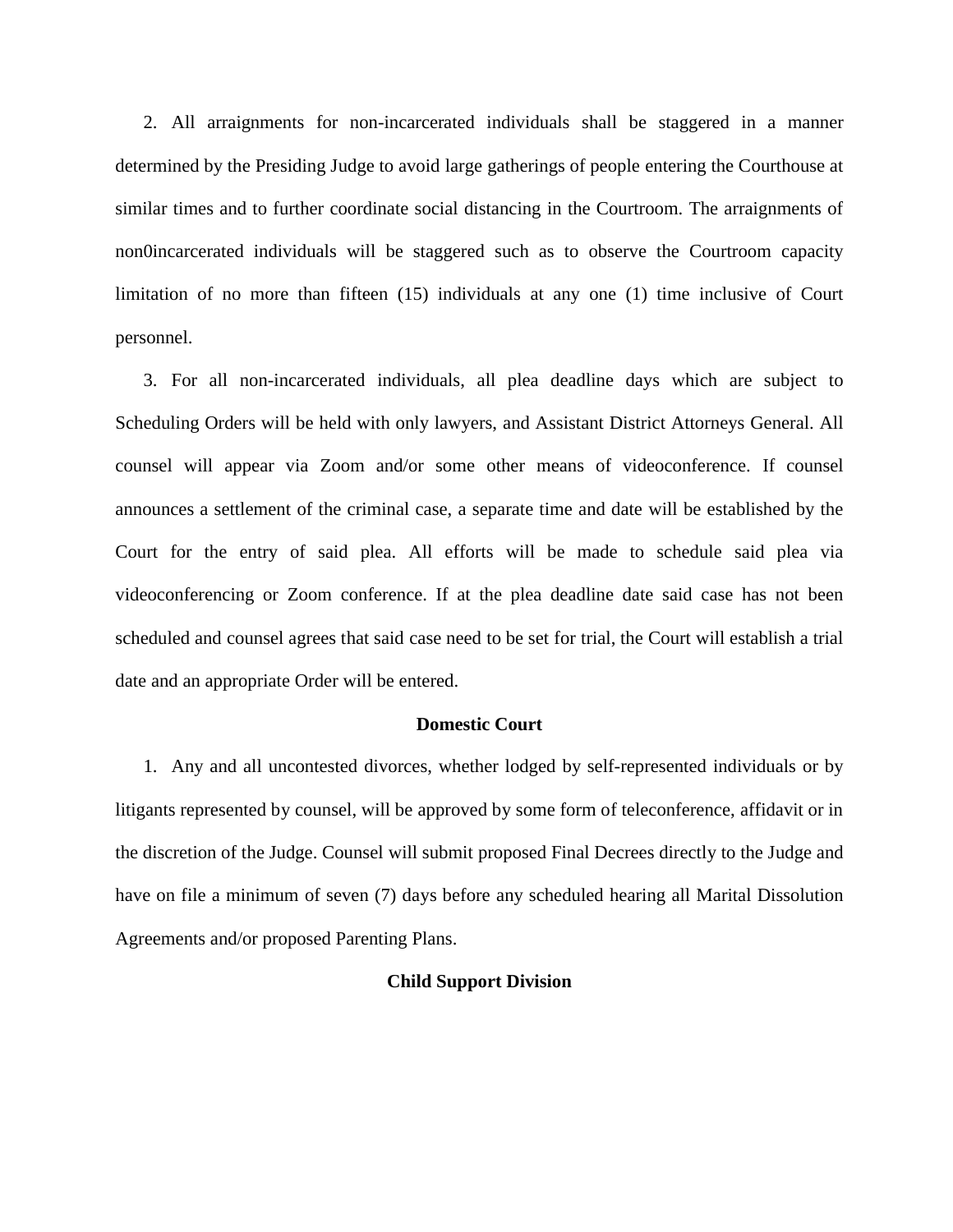2. All arraignments for non-incarcerated individuals shall be staggered in a manner determined by the Presiding Judge to avoid large gatherings of people entering the Courthouse at similar times and to further coordinate social distancing in the Courtroom. The arraignments of non0incarcerated individuals will be staggered such as to observe the Courtroom capacity limitation of no more than fifteen (15) individuals at any one (1) time inclusive of Court personnel.

3. For all non-incarcerated individuals, all plea deadline days which are subject to Scheduling Orders will be held with only lawyers, and Assistant District Attorneys General. All counsel will appear via Zoom and/or some other means of videoconference. If counsel announces a settlement of the criminal case, a separate time and date will be established by the Court for the entry of said plea. All efforts will be made to schedule said plea via videoconferencing or Zoom conference. If at the plea deadline date said case has not been scheduled and counsel agrees that said case need to be set for trial, the Court will establish a trial date and an appropriate Order will be entered.

**Domestic Court**

1. Any and all uncontested divorces, whether lodged by self-represented individuals or by litigants represented by counsel, will be approved by some form of teleconference, affidavit or in the discretion of the Judge. Counsel will submit proposed Final Decrees directly to the Judge and have on file a minimum of seven (7) days before any scheduled hearing all Marital Dissolution Agreements and/or proposed Parenting Plans.

**Child Support Division**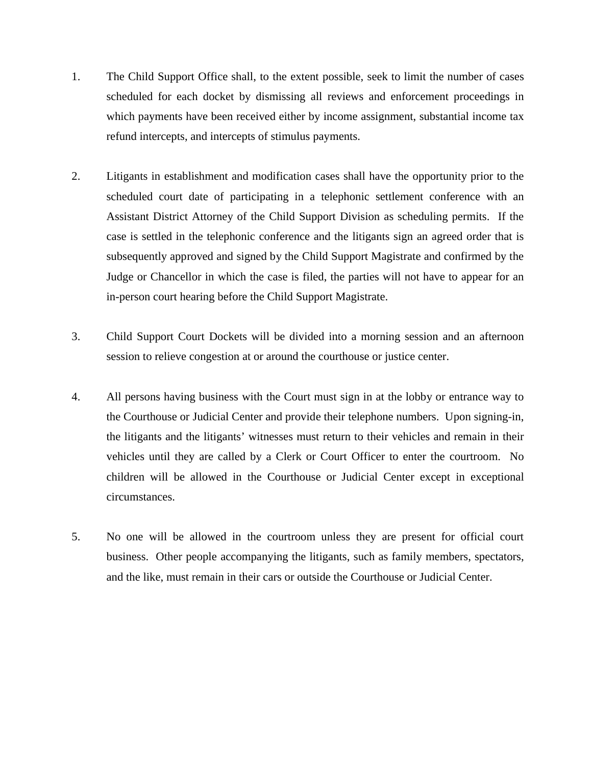1. The Child Support Office shall, to the extent possible, seek to limit the number of cases scheduled for each docket by dismissing all reviews and enforcement proceedings in which payments have been received either by income assignment, substantial income tax refund intercepts, and intercepts of stimulus payments.

2. Litigants in establishment and modification cases shall have the opportunity prior to the scheduled court date of participating in a telephonic settlement conference with an Assistant District Attorney of the Child Support Division as scheduling permits. If the case is settled in the telephonic conference and the litigants sign an agreed order that is subsequently approved and signed by the Child Support Magistrate and confirmed by the Judge or Chancellor in which the case is filed, the parties will not have to appear for an in-person court hearing before the Child Support Magistrate.

3. Child Support Court Dockets will be divided into a morning session and an afternoon session to relieve congestion at or around the courthouse or justice center.

4. All persons having business with the Court must sign in at the lobby or entrance way to the Courthouse or Judicial Center and provide their telephone numbers. Upon signing-in, the litigants and the litigants' witnesses must return to their vehicles and remain in their vehicles until they are called by a Clerk or Court Officer to enter the courtroom. No children will be allowed in the Courthouse or Judicial Center except in exceptional circumstances.

5. No one will be allowed in the courtroom unless they are present for official court business. Other people accompanying the litigants, such as family members, spectators, and the like, must remain in their cars or outside the Courthouse or Judicial Center.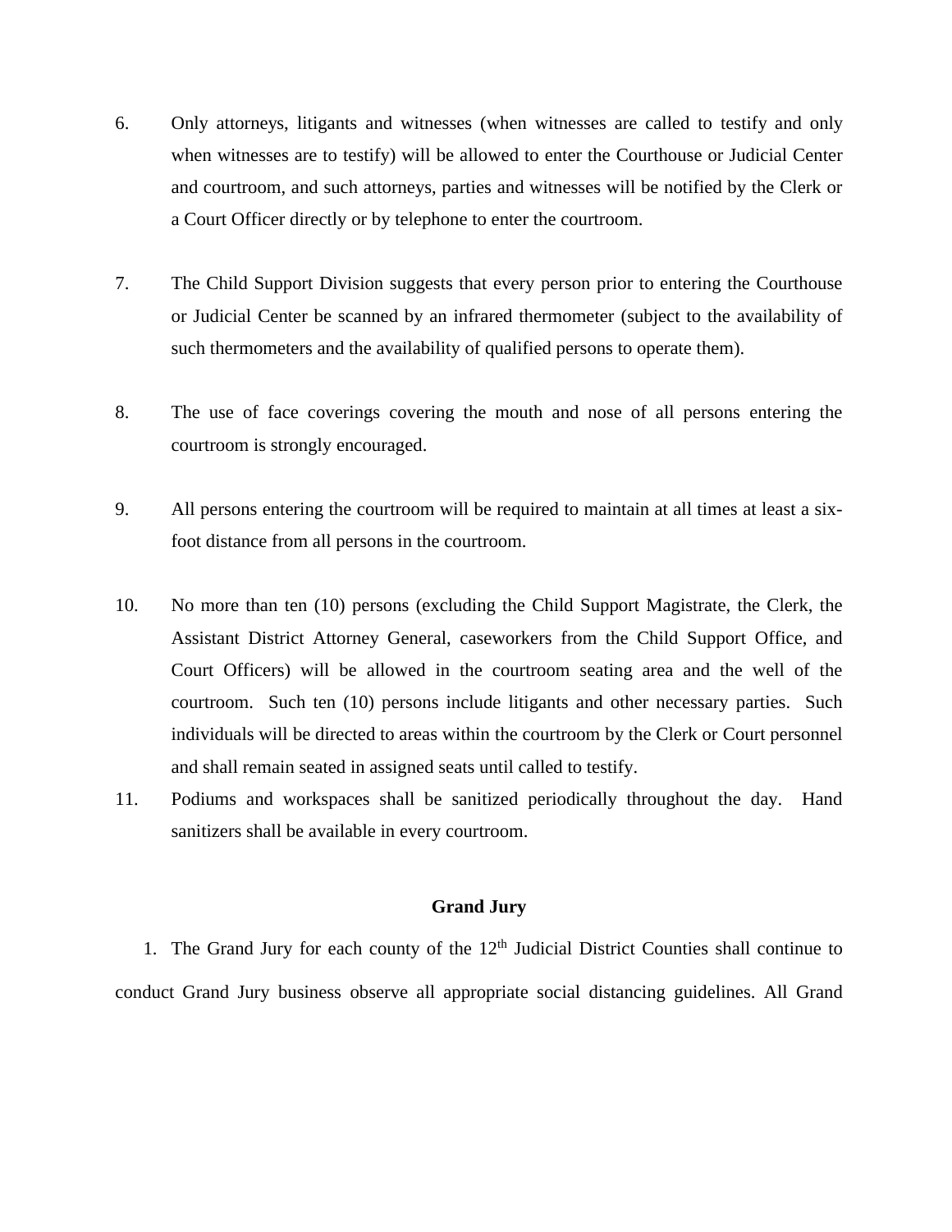6. Only attorneys, litigants and witnesses (when witnesses are called to testify and only when witnesses are to testify) will be allowed to enter the Courthouse or Judicial Center and courtroom, and such attorneys, parties and witnesses will be notified by the Clerk or a Court Officer directly or by telephone to enter the courtroom.

7. The Child Support Division suggests that every person prior to entering the Courthouse or Judicial Center be scanned by an infrared thermometer (subject to the availability of such thermometers and the availability of qualified persons to operate them).

8. The use of face coverings covering the mouth and nose of all persons entering the courtroom is strongly encouraged.

9. All persons entering the courtroom will be required to maintain at all times at least a six-foot distance from all persons in the courtroom.

10. No more than ten (10) persons (excluding the Child Support Magistrate, the Clerk, the Assistant District Attorney General, caseworkers from the Child Support Office, and Court Officers) will be allowed in the courtroom seating area and the well of the courtroom. Such ten (10) persons include litigants and other necessary parties. Such individuals will be directed to areas within the courtroom by the Clerk or Court personnel and shall remain seated in assigned seats until called to testify.

11. Podiums and workspaces shall be sanitized periodically throughout the day. Hand sanitizers shall be available in every courtroom.

**Grand Jury**

1. The Grand Jury for each county of the 12th Judicial District Counties shall continue to conduct Grand Jury business observe all appropriate social distancing guidelines. All Grand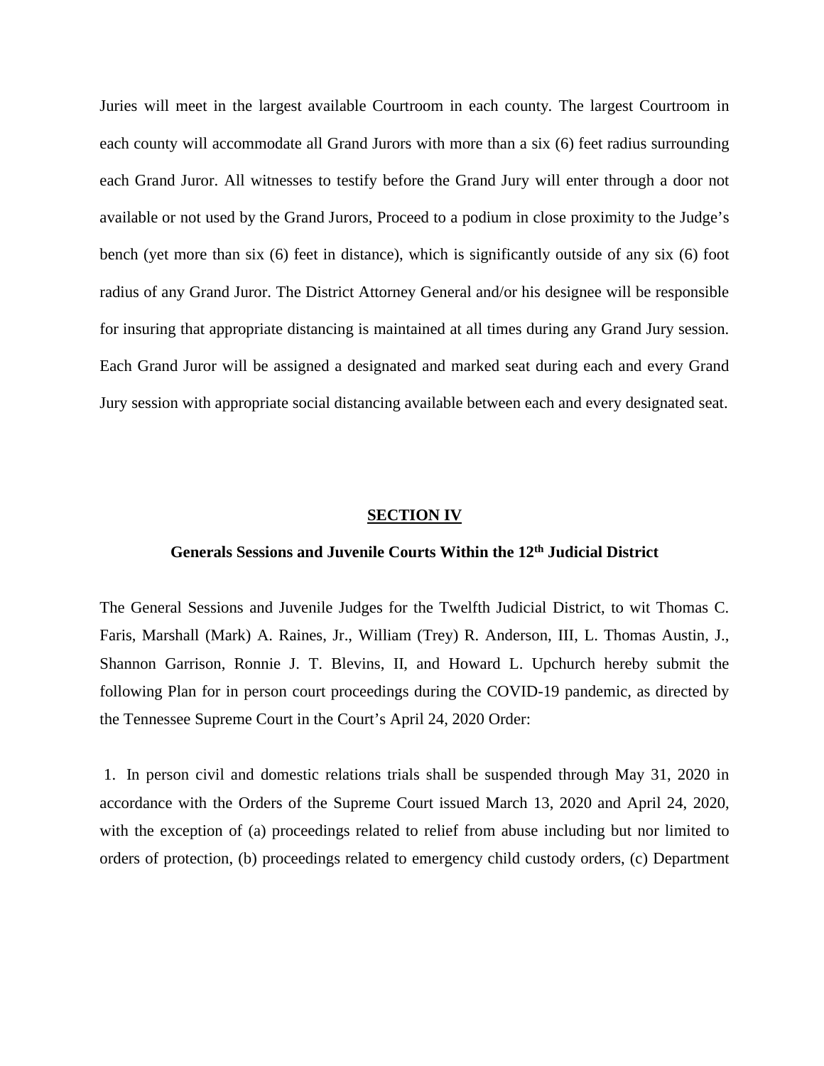Juries will meet in the largest available Courtroom in each county. The largest Courtroom in each county will accommodate all Grand Jurors with more than a six (6) feet radius surrounding each Grand Juror. All witnesses to testify before the Grand Jury will enter through a door not available or not used by the Grand Jurors, Proceed to a podium in close proximity to the Judge's bench (yet more than six (6) feet in distance), which is significantly outside of any six (6) foot radius of any Grand Juror. The District Attorney General and/or his designee will be responsible for insuring that appropriate distancing is maintained at all times during any Grand Jury session. Each Grand Juror will be assigned a designated and marked seat during each and every Grand Jury session with appropriate social distancing available between each and every designated seat.

## SECTION IV

### Generals Sessions and Juvenile Courts Within the 12th Judicial District

The General Sessions and Juvenile Judges for the Twelfth Judicial District, to wit Thomas C. Faris, Marshall (Mark) A. Raines, Jr., William (Trey) R. Anderson, III, L. Thomas Austin, J., Shannon Garrison, Ronnie J. T. Blevins, II, and Howard L. Upchurch hereby submit the following Plan for in person court proceedings during the COVID-19 pandemic, as directed by the Tennessee Supreme Court in the Court's April 24, 2020 Order:

1. In person civil and domestic relations trials shall be suspended through May 31, 2020 in accordance with the Orders of the Supreme Court issued March 13, 2020 and April 24, 2020, with the exception of (a) proceedings related to relief from abuse including but nor limited to orders of protection, (b) proceedings related to emergency child custody orders, (c) Department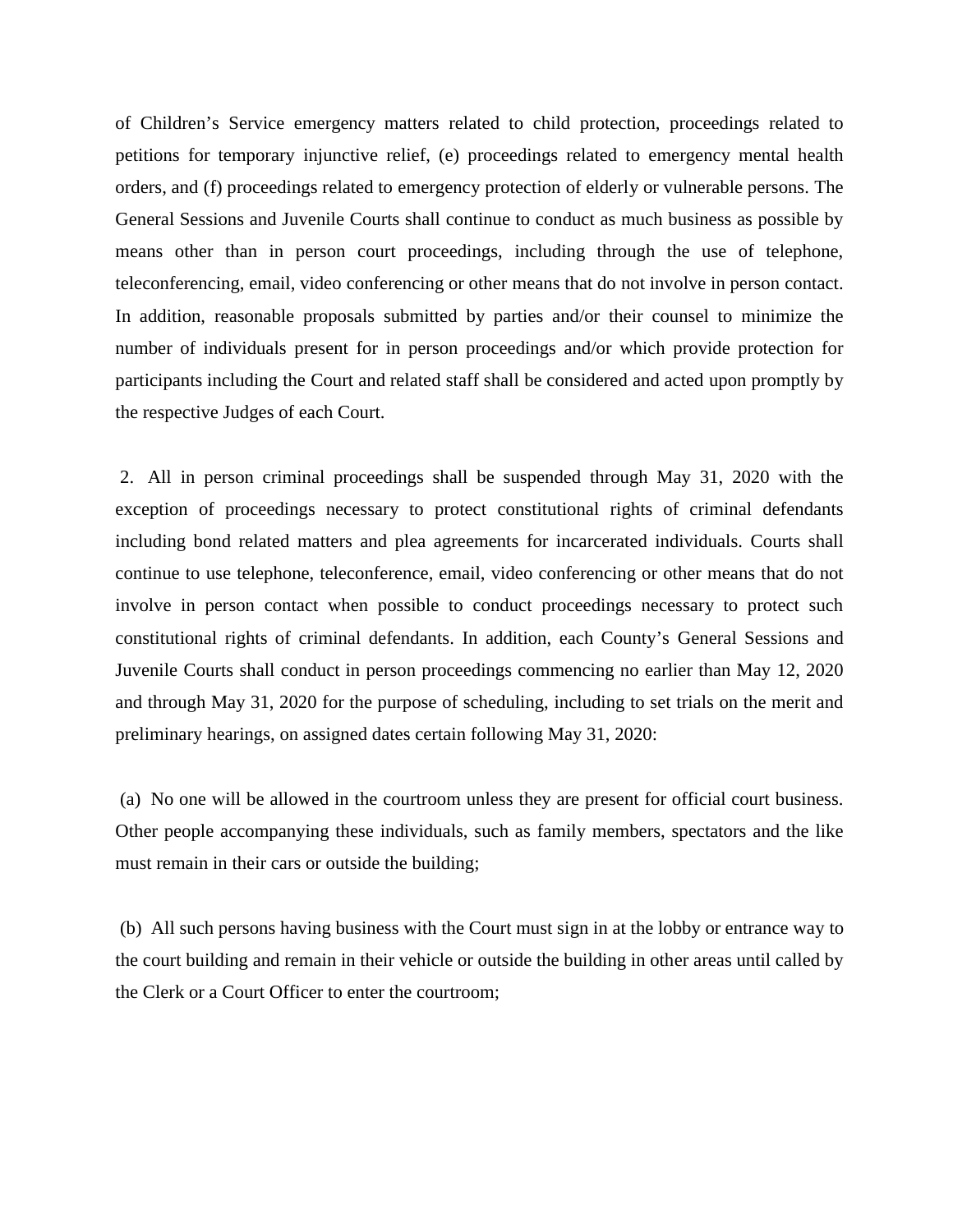of Children's Service emergency matters related to child protection, proceedings related to petitions for temporary injunctive relief, (e) proceedings related to emergency mental health orders, and (f) proceedings related to emergency protection of elderly or vulnerable persons. The General Sessions and Juvenile Courts shall continue to conduct as much business as possible by means other than in person court proceedings, including through the use of telephone, teleconferencing, email, video conferencing or other means that do not involve in person contact. In addition, reasonable proposals submitted by parties and/or their counsel to minimize the number of individuals present for in person proceedings and/or which provide protection for participants including the Court and related staff shall be considered and acted upon promptly by the respective Judges of each Court.

2. All in person criminal proceedings shall be suspended through May 31, 2020 with the exception of proceedings necessary to protect constitutional rights of criminal defendants including bond related matters and plea agreements for incarcerated individuals. Courts shall continue to use telephone, teleconference, email, video conferencing or other means that do not involve in person contact when possible to conduct proceedings necessary to protect such constitutional rights of criminal defendants. In addition, each County's General Sessions and Juvenile Courts shall conduct in person proceedings commencing no earlier than May 12, 2020 and through May 31, 2020 for the purpose of scheduling, including to set trials on the merit and preliminary hearings, on assigned dates certain following May 31, 2020:

(a) No one will be allowed in the courtroom unless they are present for official court business. Other people accompanying these individuals, such as family members, spectators and the like must remain in their cars or outside the building;

(b) All such persons having business with the Court must sign in at the lobby or entrance way to the court building and remain in their vehicle or outside the building in other areas until called by the Clerk or a Court Officer to enter the courtroom;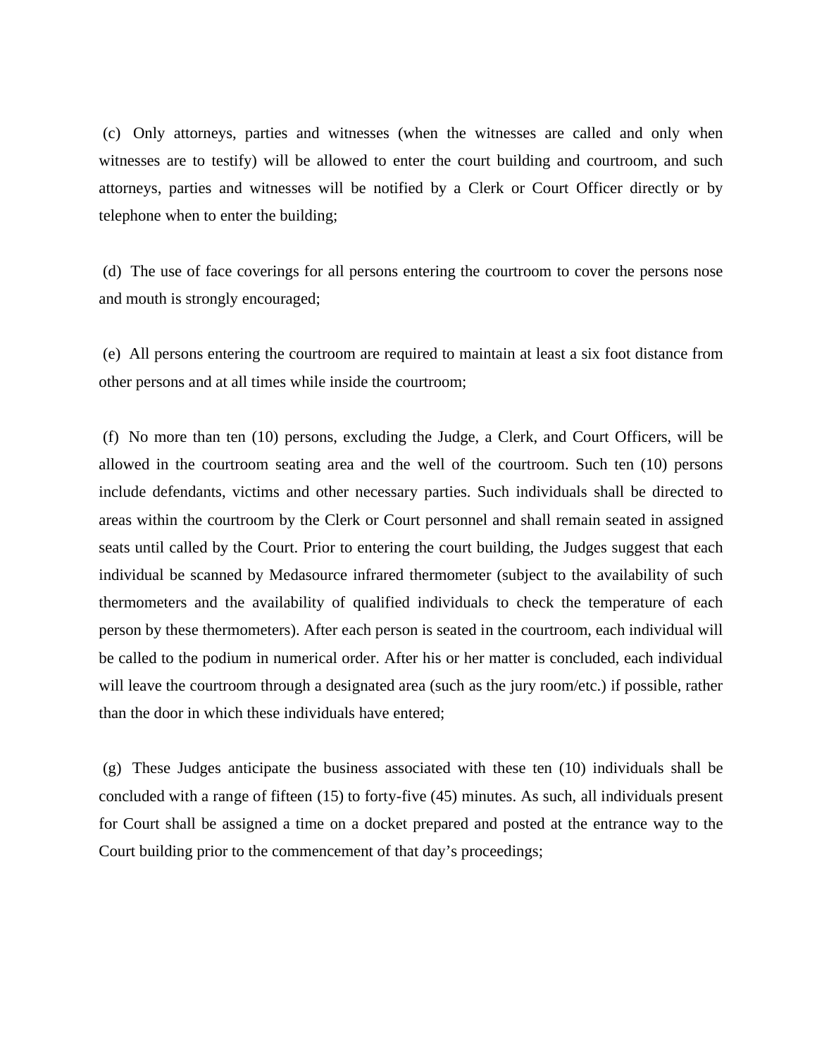(c) Only attorneys, parties and witnesses (when the witnesses are called and only when witnesses are to testify) will be allowed to enter the court building and courtroom, and such attorneys, parties and witnesses will be notified by a Clerk or Court Officer directly or by telephone when to enter the building;

(d) The use of face coverings for all persons entering the courtroom to cover the persons nose and mouth is strongly encouraged;

(e) All persons entering the courtroom are required to maintain at least a six foot distance from other persons and at all times while inside the courtroom;

(f) No more than ten (10) persons, excluding the Judge, a Clerk, and Court Officers, will be allowed in the courtroom seating area and the well of the courtroom. Such ten (10) persons include defendants, victims and other necessary parties. Such individuals shall be directed to areas within the courtroom by the Clerk or Court personnel and shall remain seated in assigned seats until called by the Court. Prior to entering the court building, the Judges suggest that each individual be scanned by Medasource infrared thermometer (subject to the availability of such thermometers and the availability of qualified individuals to check the temperature of each person by these thermometers). After each person is seated in the courtroom, each individual will be called to the podium in numerical order. After his or her matter is concluded, each individual will leave the courtroom through a designated area (such as the jury room/etc.) if possible, rather than the door in which these individuals have entered;

(g) These Judges anticipate the business associated with these ten (10) individuals shall be concluded with a range of fifteen (15) to forty-five (45) minutes. As such, all individuals present for Court shall be assigned a time on a docket prepared and posted at the entrance way to the Court building prior to the commencement of that day's proceedings;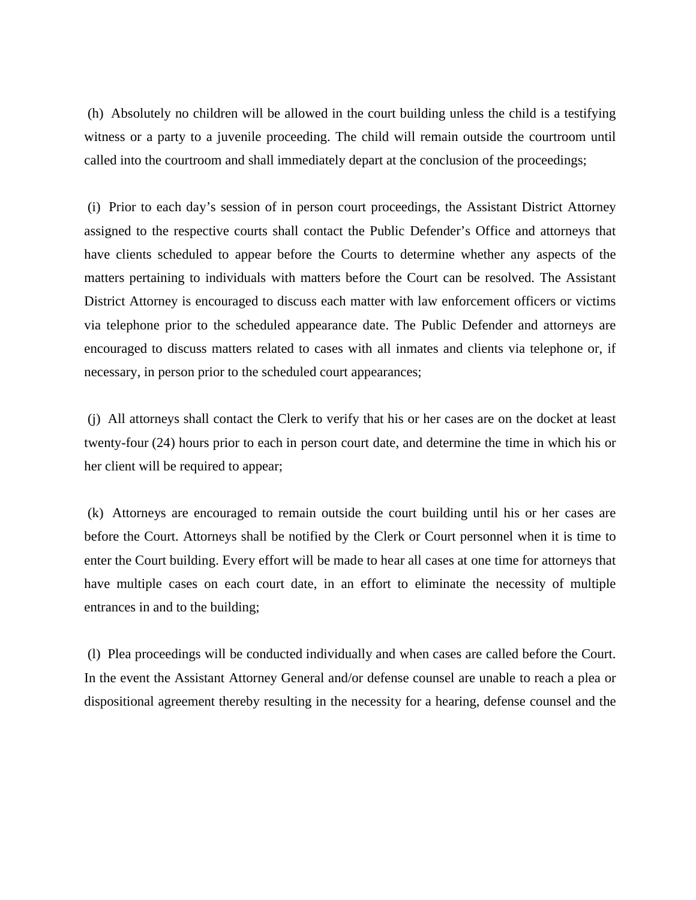(h) Absolutely no children will be allowed in the court building unless the child is a testifying witness or a party to a juvenile proceeding. The child will remain outside the courtroom until called into the courtroom and shall immediately depart at the conclusion of the proceedings;

(i) Prior to each day's session of in person court proceedings, the Assistant District Attorney assigned to the respective courts shall contact the Public Defender's Office and attorneys that have clients scheduled to appear before the Courts to determine whether any aspects of the matters pertaining to individuals with matters before the Court can be resolved. The Assistant District Attorney is encouraged to discuss each matter with law enforcement officers or victims via telephone prior to the scheduled appearance date. The Public Defender and attorneys are encouraged to discuss matters related to cases with all inmates and clients via telephone or, if necessary, in person prior to the scheduled court appearances;

(j) All attorneys shall contact the Clerk to verify that his or her cases are on the docket at least twenty-four (24) hours prior to each in person court date, and determine the time in which his or her client will be required to appear;

(k) Attorneys are encouraged to remain outside the court building until his or her cases are before the Court. Attorneys shall be notified by the Clerk or Court personnel when it is time to enter the Court building. Every effort will be made to hear all cases at one time for attorneys that have multiple cases on each court date, in an effort to eliminate the necessity of multiple entrances in and to the building;

(l) Plea proceedings will be conducted individually and when cases are called before the Court. In the event the Assistant Attorney General and/or defense counsel are unable to reach a plea or dispositional agreement thereby resulting in the necessity for a hearing, defense counsel and the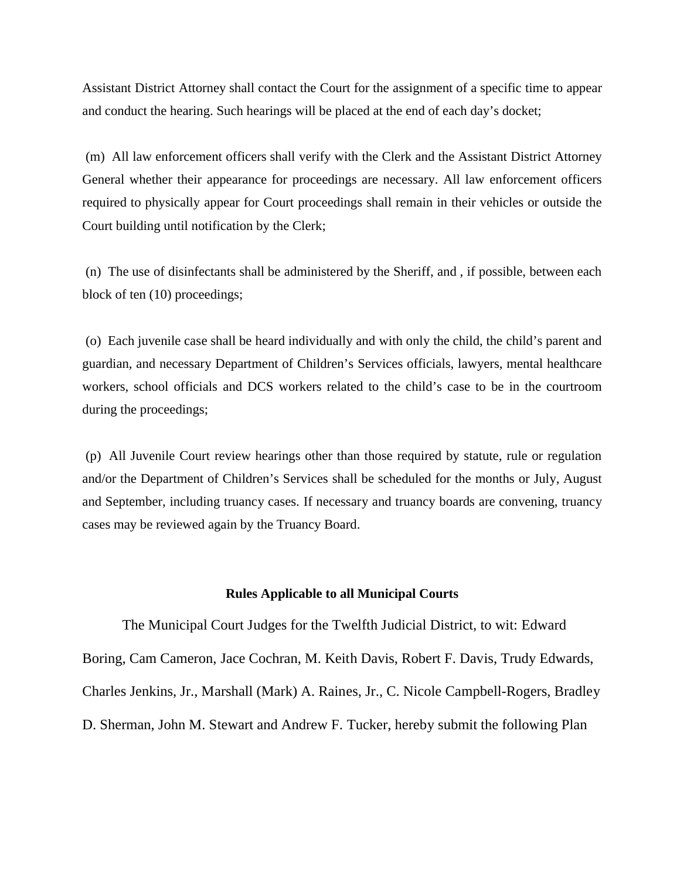Assistant District Attorney shall contact the Court for the assignment of a specific time to appear and conduct the hearing. Such hearings will be placed at the end of each day's docket;

(m) All law enforcement officers shall verify with the Clerk and the Assistant District Attorney General whether their appearance for proceedings are necessary. All law enforcement officers required to physically appear for Court proceedings shall remain in their vehicles or outside the Court building until notification by the Clerk;

(n) The use of disinfectants shall be administered by the Sheriff, and , if possible, between each block of ten (10) proceedings;

(o) Each juvenile case shall be heard individually and with only the child, the child's parent and guardian, and necessary Department of Children's Services officials, lawyers, mental healthcare workers, school officials and DCS workers related to the child's case to be in the courtroom during the proceedings;

(p) All Juvenile Court review hearings other than those required by statute, rule or regulation and/or the Department of Children's Services shall be scheduled for the months or July, August and September, including truancy cases. If necessary and truancy boards are convening, truancy cases may be reviewed again by the Truancy Board.

**Rules Applicable to all Municipal Courts**

The Municipal Court Judges for the Twelfth Judicial District, to wit: Edward Boring, Cam Cameron, Jace Cochran, M. Keith Davis, Robert F. Davis, Trudy Edwards, Charles Jenkins, Jr., Marshall (Mark) A. Raines, Jr., C. Nicole Campbell-Rogers, Bradley D. Sherman, John M. Stewart and Andrew F. Tucker, hereby submit the following Plan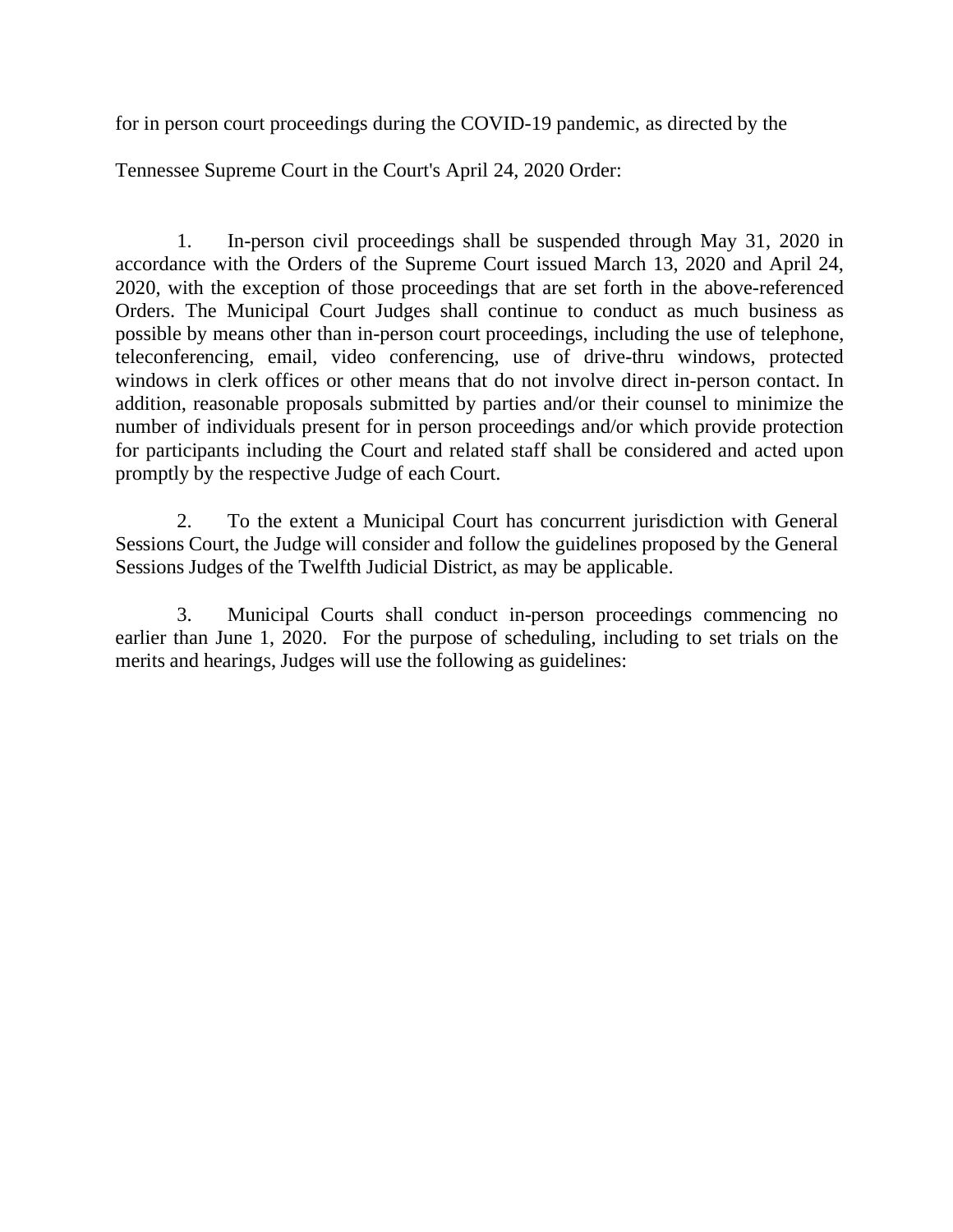for in person court proceedings during the COVID-19 pandemic, as directed by the

Tennessee Supreme Court in the Court's April 24, 2020 Order:

1. In-person civil proceedings shall be suspended through May 31, 2020 in accordance with the Orders of the Supreme Court issued March 13, 2020 and April 24, 2020, with the exception of those proceedings that are set forth in the above-referenced Orders. The Municipal Court Judges shall continue to conduct as much business as possible by means other than in-person court proceedings, including the use of telephone, teleconferencing, email, video conferencing, use of drive-thru windows, protected windows in clerk offices or other means that do not involve direct in-person contact. In addition, reasonable proposals submitted by parties and/or their counsel to minimize the number of individuals present for in person proceedings and/or which provide protection for participants including the Court and related staff shall be considered and acted upon promptly by the respective Judge of each Court.

2. To the extent a Municipal Court has concurrent jurisdiction with General Sessions Court, the Judge will consider and follow the guidelines proposed by the General Sessions Judges of the Twelfth Judicial District, as may be applicable.

3. Municipal Courts shall conduct in-person proceedings commencing no earlier than June 1, 2020. For the purpose of scheduling, including to set trials on the merits and hearings, Judges will use the following as guidelines: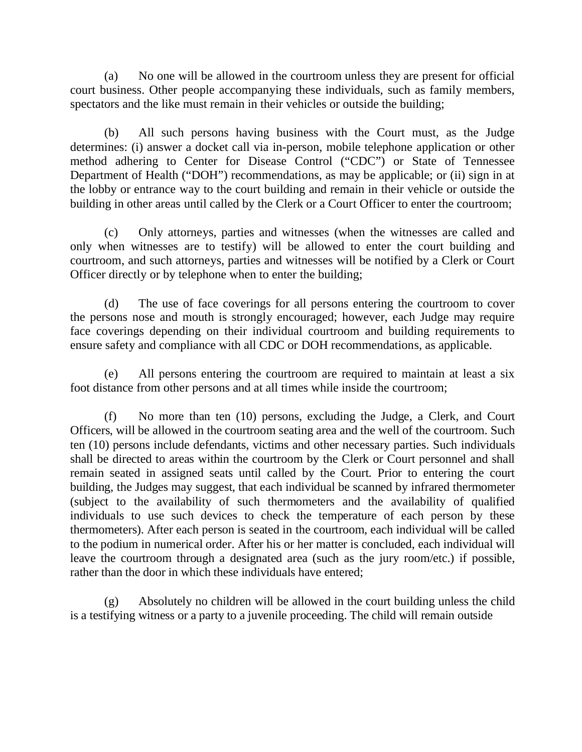(a) No one will be allowed in the courtroom unless they are present for official court business. Other people accompanying these individuals, such as family members, spectators and the like must remain in their vehicles or outside the building;

(b) All such persons having business with the Court must, as the Judge determines: (i) answer a docket call via in-person, mobile telephone application or other method adhering to Center for Disease Control ("CDC") or State of Tennessee Department of Health ("DOH") recommendations, as may be applicable; or (ii) sign in at the lobby or entrance way to the court building and remain in their vehicle or outside the building in other areas until called by the Clerk or a Court Officer to enter the courtroom;

(c) Only attorneys, parties and witnesses (when the witnesses are called and only when witnesses are to testify) will be allowed to enter the court building and courtroom, and such attorneys, parties and witnesses will be notified by a Clerk or Court Officer directly or by telephone when to enter the building;

(d) The use of face coverings for all persons entering the courtroom to cover the persons nose and mouth is strongly encouraged; however, each Judge may require face coverings depending on their individual courtroom and building requirements to ensure safety and compliance with all CDC or DOH recommendations, as applicable.

(e) All persons entering the courtroom are required to maintain at least a six foot distance from other persons and at all times while inside the courtroom;

(f) No more than ten (10) persons, excluding the Judge, a Clerk, and Court Officers, will be allowed in the courtroom seating area and the well of the courtroom. Such ten (10) persons include defendants, victims and other necessary parties. Such individuals shall be directed to areas within the courtroom by the Clerk or Court personnel and shall remain seated in assigned seats until called by the Court. Prior to entering the court building, the Judges may suggest, that each individual be scanned by infrared thermometer (subject to the availability of such thermometers and the availability of qualified individuals to use such devices to check the temperature of each person by these thermometers). After each person is seated in the courtroom, each individual will be called to the podium in numerical order. After his or her matter is concluded, each individual will leave the courtroom through a designated area (such as the jury room/etc.) if possible, rather than the door in which these individuals have entered;

(g) Absolutely no children will be allowed in the court building unless the child is a testifying witness or a party to a juvenile proceeding. The child will remain outside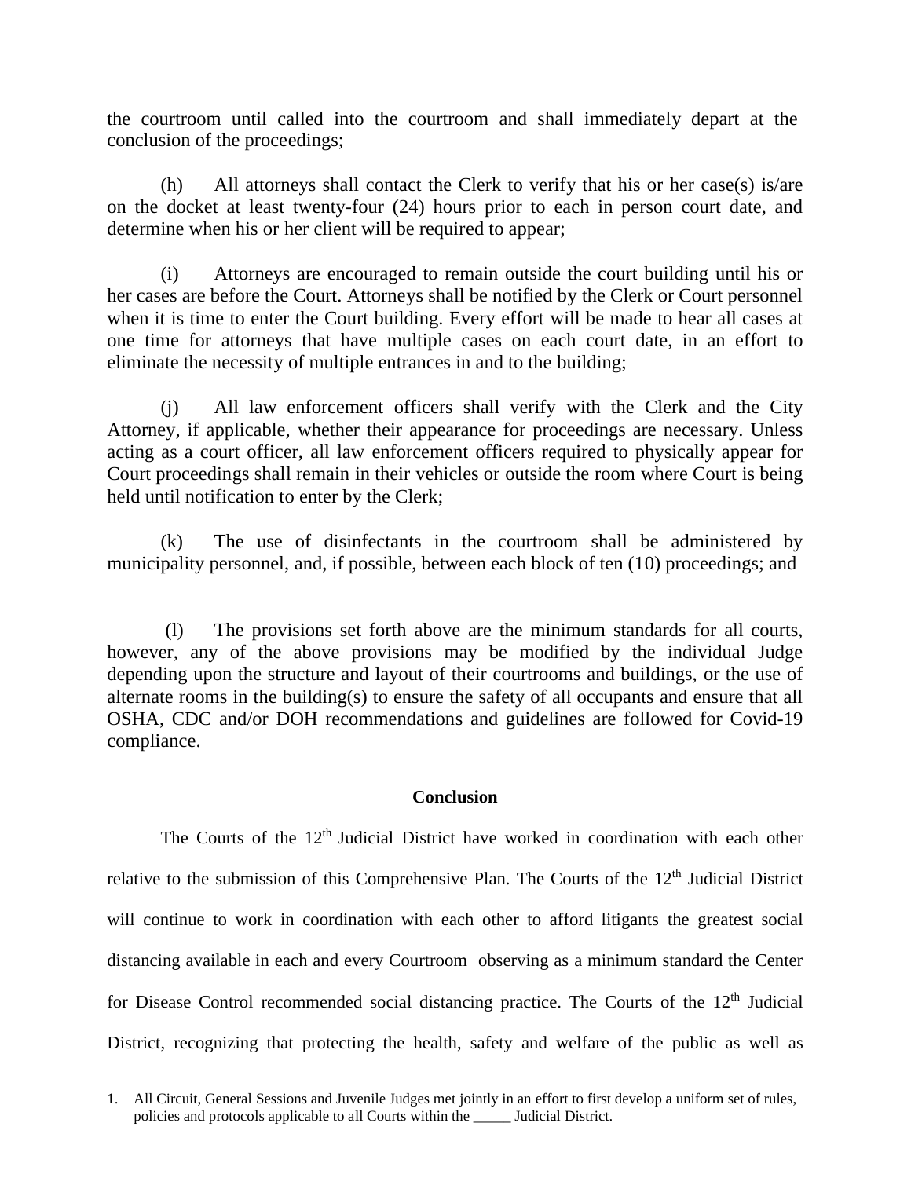the courtroom until called into the courtroom and shall immediately depart at the conclusion of the proceedings;

(h) All attorneys shall contact the Clerk to verify that his or her case(s) is/are on the docket at least twenty-four (24) hours prior to each in person court date, and determine when his or her client will be required to appear;

(i) Attorneys are encouraged to remain outside the court building until his or her cases are before the Court. Attorneys shall be notified by the Clerk or Court personnel when it is time to enter the Court building. Every effort will be made to hear all cases at one time for attorneys that have multiple cases on each court date, in an effort to eliminate the necessity of multiple entrances in and to the building;

(j) All law enforcement officers shall verify with the Clerk and the City Attorney, if applicable, whether their appearance for proceedings are necessary. Unless acting as a court officer, all law enforcement officers required to physically appear for Court proceedings shall remain in their vehicles or outside the room where Court is being held until notification to enter by the Clerk;

(k) The use of disinfectants in the courtroom shall be administered by municipality personnel, and, if possible, between each block of ten (10) proceedings; and

(l) The provisions set forth above are the minimum standards for all courts, however, any of the above provisions may be modified by the individual Judge depending upon the structure and layout of their courtrooms and buildings, or the use of alternate rooms in the building(s) to ensure the safety of all occupants and ensure that all OSHA, CDC and/or DOH recommendations and guidelines are followed for Covid-19 compliance.

**Conclusion**

The Courts of the 12th Judicial District have worked in coordination with each other relative to the submission of this Comprehensive Plan. The Courts of the 12th Judicial District will continue to work in coordination with each other to afford litigants the greatest social distancing available in each and every Courtroom observing as a minimum standard the Center for Disease Control recommended social distancing practice. The Courts of the 12th Judicial District, recognizing that protecting the health, safety and welfare of the public as well as

1. All Circuit, General Sessions and Juvenile Judges met jointly in an effort to first develop a uniform set of rules, policies and protocols applicable to all Courts within the _____ Judicial District.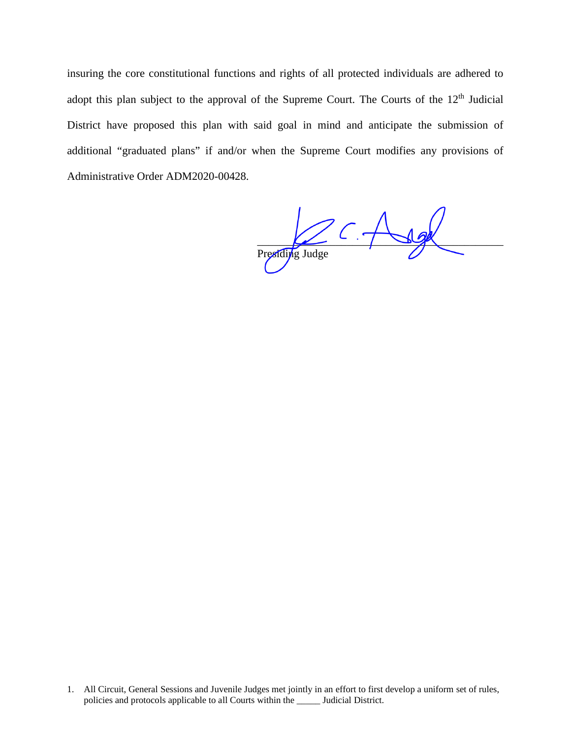insuring the core constitutional functions and rights of all protected individuals are adhered to adopt this plan subject to the approval of the Supreme Court. The Courts of the 12th Judicial District have proposed this plan with said goal in mind and anticipate the submission of additional "graduated plans" if and/or when the Supreme Court modifies any provisions of Administrative Order ADM2020-00428.

______________________________________
Presiding Judge

1. All Circuit, General Sessions and Juvenile Judges met jointly in an effort to first develop a uniform set of rules, policies and protocols applicable to all Courts within the _____ Judicial District.